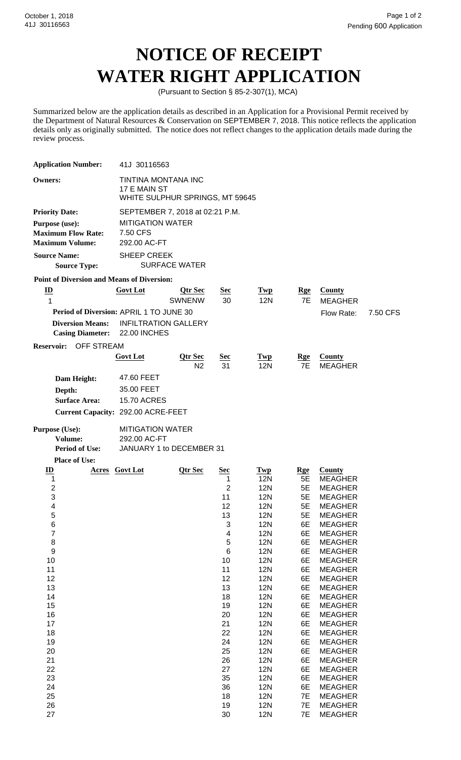# NOTICE OF RECEIPT
# WATER RIGHT APPLICATION

(Pursuant to Section § 85-2-307(1), MCA)

Summarized below are the application details as described in an Application for a Provisional Permit received by the Department of Natural Resources & Conservation on SEPTEMBER 7, 2018. This notice reflects the application details only as originally submitted. The notice does not reflect changes to the application details made during the review process.

**Application Number:** 41J 30116563

**Owners:** TINTINA MONTANA INC
17 E MAIN ST
WHITE SULPHUR SPRINGS, MT 59645

**Priority Date:** SEPTEMBER 7, 2018 at 02:21 P.M.

**Purpose (use):** MITIGATION WATER

**Maximum Flow Rate:** 7.50 CFS

**Maximum Volume:** 292.00 AC-FT

**Source Name:** SHEEP CREEK

**Source Type:** SURFACE WATER

**Point of Diversion and Means of Diversion:**

| ID | Govt Lot | Qtr Sec | Sec | Twp | Rge | County |
|---|---|---|---|---|---|---|
| 1 | | SWNENW | 30 | 12N | 7E | MEAGHER |

**Period of Diversion:** APRIL 1 TO JUNE 30 — Flow Rate: 7.50 CFS

**Diversion Means:** INFILTRATION GALLERY

**Casing Diameter:** 22.00 INCHES

**Reservoir:** OFF STREAM

| Govt Lot | Qtr Sec | Sec | Twp | Rge | County |
|---|---|---|---|---|---|
| | N2 | 31 | 12N | 7E | MEAGHER |

**Dam Height:** 47.60 FEET

**Depth:** 35.00 FEET

**Surface Area:** 15.70 ACRES

**Current Capacity:** 292.00 ACRE-FEET

**Purpose (Use):** MITIGATION WATER

**Volume:** 292.00 AC-FT

**Period of Use:** JANUARY 1 to DECEMBER 31

**Place of Use:**

| ID | Acres | Govt Lot | Qtr Sec | Sec | Twp | Rge | County |
|---|---|---|---|---|---|---|---|
| 1 | | | | 1 | 12N | 5E | MEAGHER |
| 2 | | | | 2 | 12N | 5E | MEAGHER |
| 3 | | | | 11 | 12N | 5E | MEAGHER |
| 4 | | | | 12 | 12N | 5E | MEAGHER |
| 5 | | | | 13 | 12N | 5E | MEAGHER |
| 6 | | | | 3 | 12N | 6E | MEAGHER |
| 7 | | | | 4 | 12N | 6E | MEAGHER |
| 8 | | | | 5 | 12N | 6E | MEAGHER |
| 9 | | | | 6 | 12N | 6E | MEAGHER |
| 10 | | | | 10 | 12N | 6E | MEAGHER |
| 11 | | | | 11 | 12N | 6E | MEAGHER |
| 12 | | | | 12 | 12N | 6E | MEAGHER |
| 13 | | | | 13 | 12N | 6E | MEAGHER |
| 14 | | | | 18 | 12N | 6E | MEAGHER |
| 15 | | | | 19 | 12N | 6E | MEAGHER |
| 16 | | | | 20 | 12N | 6E | MEAGHER |
| 17 | | | | 21 | 12N | 6E | MEAGHER |
| 18 | | | | 22 | 12N | 6E | MEAGHER |
| 19 | | | | 24 | 12N | 6E | MEAGHER |
| 20 | | | | 25 | 12N | 6E | MEAGHER |
| 21 | | | | 26 | 12N | 6E | MEAGHER |
| 22 | | | | 27 | 12N | 6E | MEAGHER |
| 23 | | | | 35 | 12N | 6E | MEAGHER |
| 24 | | | | 36 | 12N | 6E | MEAGHER |
| 25 | | | | 18 | 12N | 7E | MEAGHER |
| 26 | | | | 19 | 12N | 7E | MEAGHER |
| 27 | | | | 30 | 12N | 7E | MEAGHER |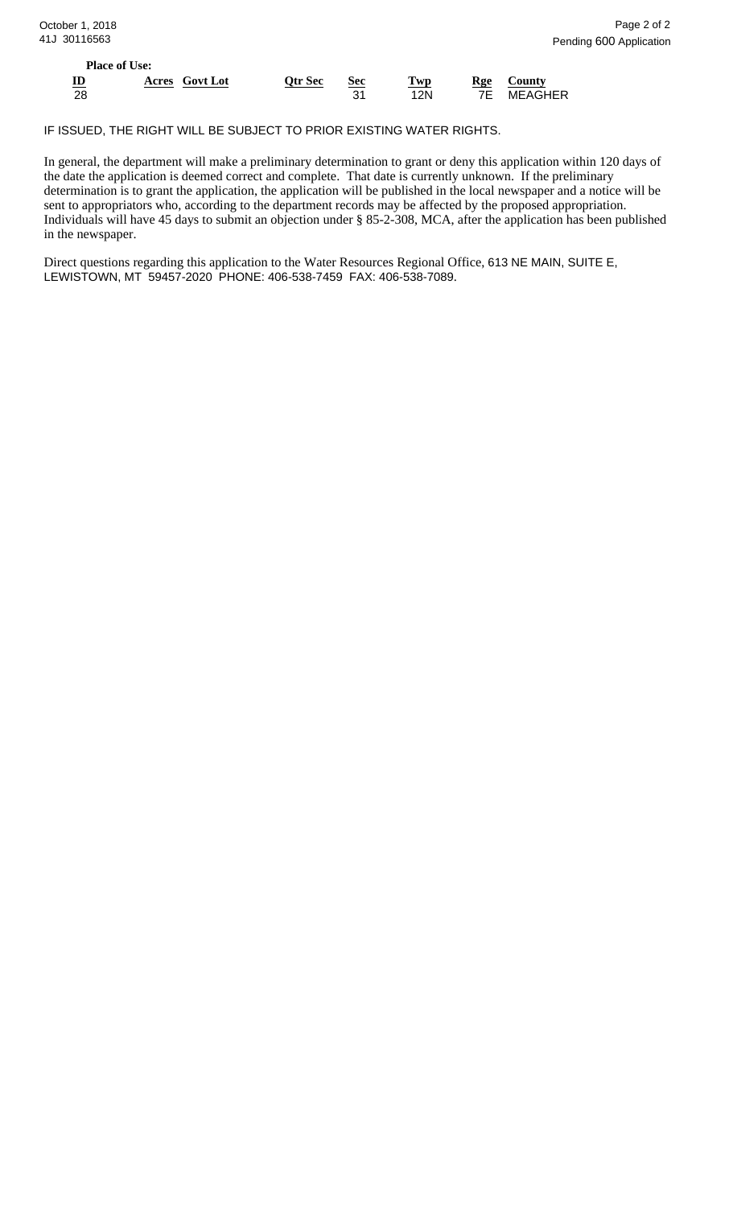**Place of Use:**

| ID | Acres | Govt Lot | Qtr Sec | Sec | Twp | Rge | County |
|---|---|---|---|---|---|---|---|
| 28 | | | | 31 | 12N | 7E | MEAGHER |

IF ISSUED, THE RIGHT WILL BE SUBJECT TO PRIOR EXISTING WATER RIGHTS.

In general, the department will make a preliminary determination to grant or deny this application within 120 days of the date the application is deemed correct and complete. That date is currently unknown. If the preliminary determination is to grant the application, the application will be published in the local newspaper and a notice will be sent to appropriators who, according to the department records may be affected by the proposed appropriation. Individuals will have 45 days to submit an objection under § 85-2-308, MCA, after the application has been published in the newspaper.

Direct questions regarding this application to the Water Resources Regional Office, 613 NE MAIN, SUITE E, LEWISTOWN, MT 59457-2020 PHONE: 406-538-7459 FAX: 406-538-7089.